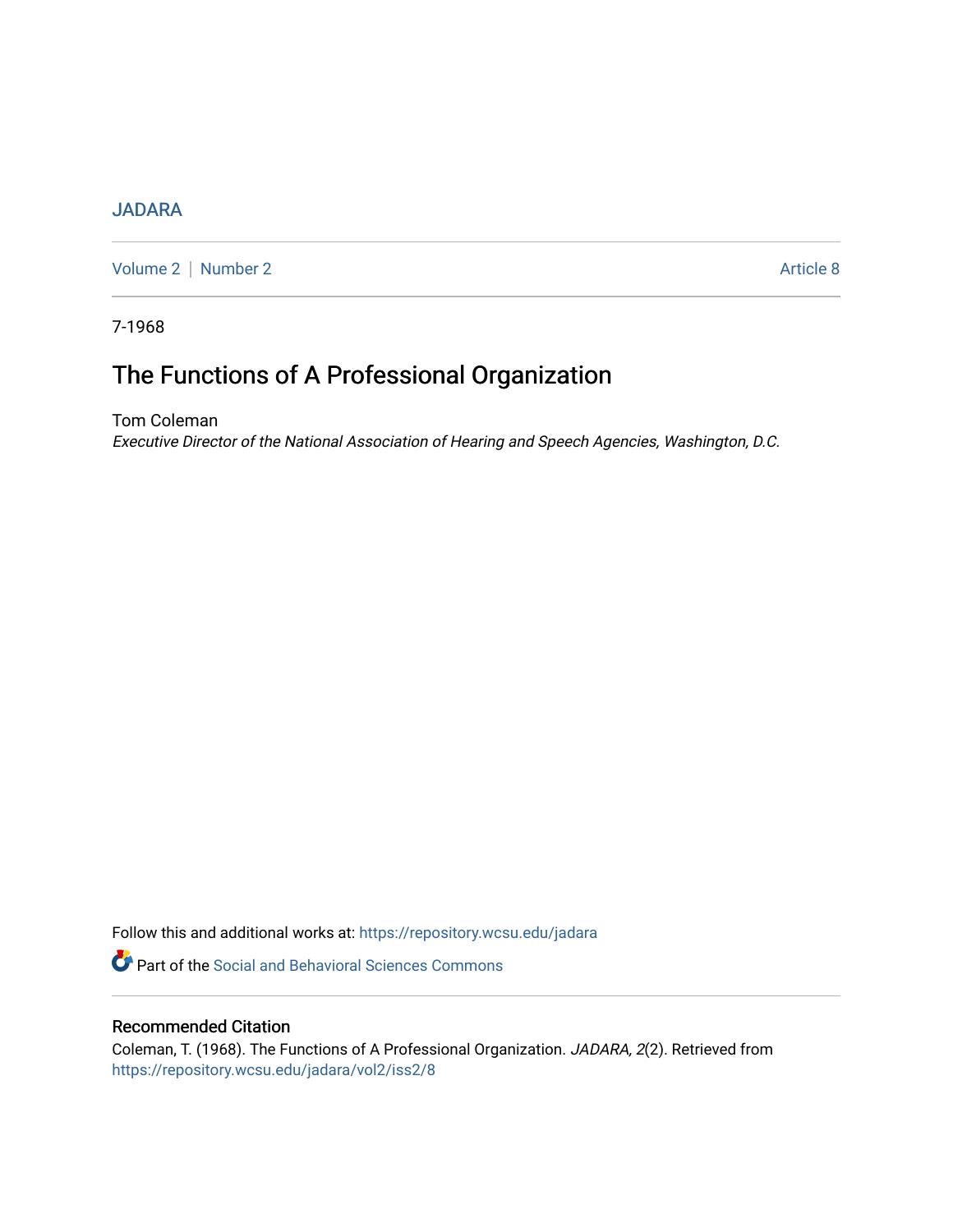JADARA

Volume 2 | Number 2 — Article 8

7-1968

# The Functions of A Professional Organization

Tom Coleman

*Executive Director of the National Association of Hearing and Speech Agencies, Washington, D.C.*

Follow this and additional works at: https://repository.wcsu.edu/jadara

Part of the Social and Behavioral Sciences Commons

## Recommended Citation

Coleman, T. (1968). The Functions of A Professional Organization. *JADARA, 2*(2). Retrieved from https://repository.wcsu.edu/jadara/vol2/iss2/8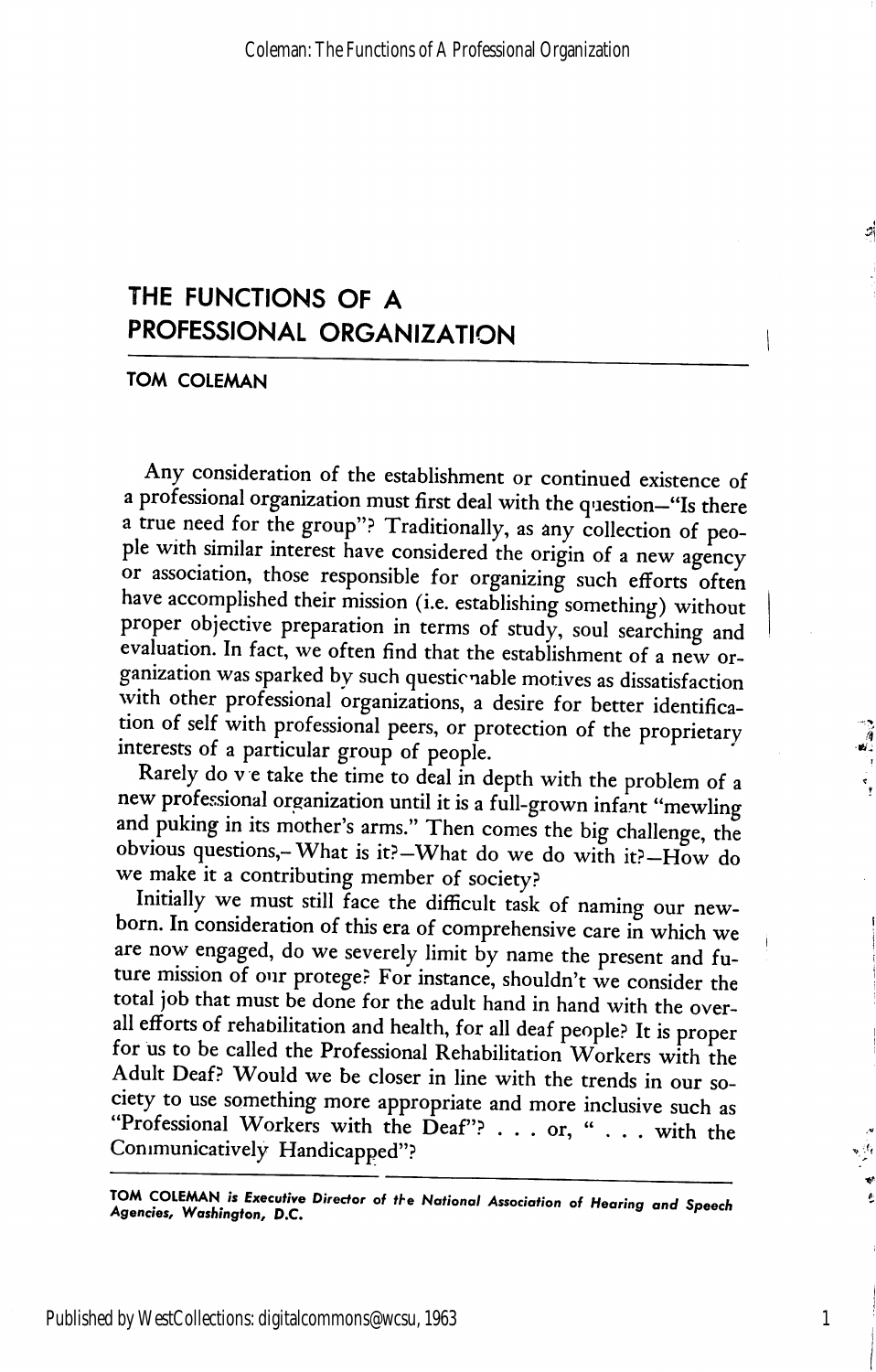# THE FUNCTIONS OF A PROFESSIONAL ORGANIZATION

## TOM COLEMAN

Any consideration of the establishment or continued existence of a professional organization must first deal with the question—"Is there a true need for the group"? Traditionally, as any collection of people with similar interest have considered the origin of a new agency or association, those responsible for organizing such efforts often have accomplished their mission (i.e. establishing something) without proper objective preparation in terms of study, soul searching and evaluation. In fact, we often find that the establishment of a new organization was sparked by such questionable motives as dissatisfaction with other professional organizations, a desire for better identification of self with professional peers, or protection of the proprietary interests of a particular group of people.

Rarely do we take the time to deal in depth with the problem of a new professional organization until it is a full-grown infant "mewling and puking in its mother's arms." Then comes the big challenge, the obvious questions,– What is it?—What do we do with it?—How do we make it a contributing member of society?

Initially we must still face the difficult task of naming our newborn. In consideration of this era of comprehensive care in which we are now engaged, do we severely limit by name the present and future mission of our protege? For instance, shouldn't we consider the total job that must be done for the adult hand in hand with the overall efforts of rehabilitation and health, for all deaf people? It is proper for us to be called the Professional Rehabilitation Workers with the Adult Deaf? Would we be closer in line with the trends in our society to use something more appropriate and more inclusive such as "Professional Workers with the Deaf"? . . . or, " . . . with the Communicatively Handicapped"?

---

**TOM COLEMAN** *is Executive Director of the National Association of Hearing and Speech Agencies, Washington, D.C.*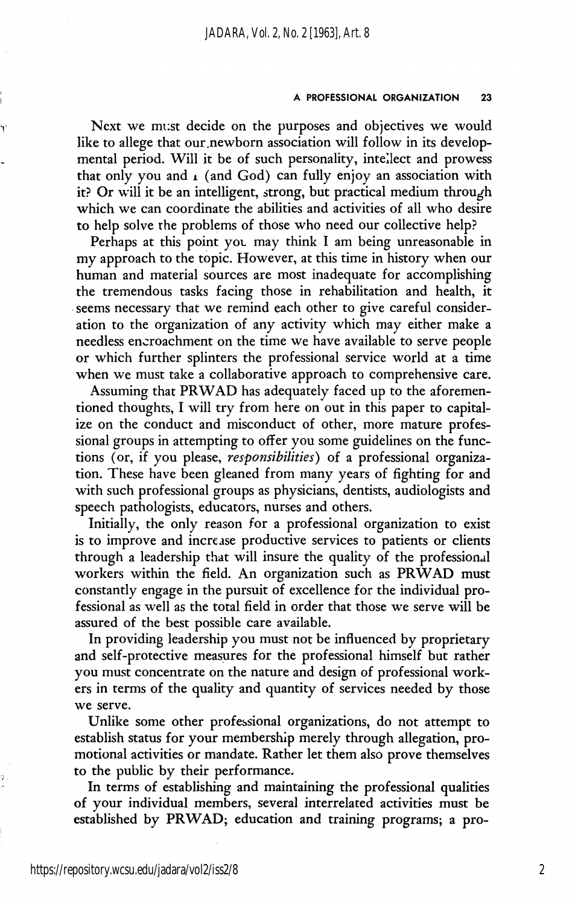Next we must decide on the purposes and objectives we would like to allege that our newborn association will follow in its developmental period. Will it be of such personality, intellect and prowess that only you and I (and God) can fully enjoy an association with it? Or will it be an intelligent, strong, but practical medium through which we can coordinate the abilities and activities of all who desire to help solve the problems of those who need our collective help?

Perhaps at this point you may think I am being unreasonable in my approach to the topic. However, at this time in history when our human and material sources are most inadequate for accomplishing the tremendous tasks facing those in rehabilitation and health, it seems necessary that we remind each other to give careful consideration to the organization of any activity which may either make a needless encroachment on the time we have available to serve people or which further splinters the professional service world at a time when we must take a collaborative approach to comprehensive care.

Assuming that PRWAD has adequately faced up to the aforementioned thoughts, I will try from here on out in this paper to capitalize on the conduct and misconduct of other, more mature professional groups in attempting to offer you some guidelines on the functions (or, if you please, *responsibilities*) of a professional organization. These have been gleaned from many years of fighting for and with such professional groups as physicians, dentists, audiologists and speech pathologists, educators, nurses and others.

Initially, the only reason for a professional organization to exist is to improve and increase productive services to patients or clients through a leadership that will insure the quality of the professional workers within the field. An organization such as PRWAD must constantly engage in the pursuit of excellence for the individual professional as well as the total field in order that those we serve will be assured of the best possible care available.

In providing leadership you must not be influenced by proprietary and self-protective measures for the professional himself but rather you must concentrate on the nature and design of professional workers in terms of the quality and quantity of services needed by those we serve.

Unlike some other professional organizations, do not attempt to establish status for your membership merely through allegation, promotional activities or mandate. Rather let them also prove themselves to the public by their performance.

In terms of establishing and maintaining the professional qualities of your individual members, several interrelated activities must be established by PRWAD; education and training programs; a pro-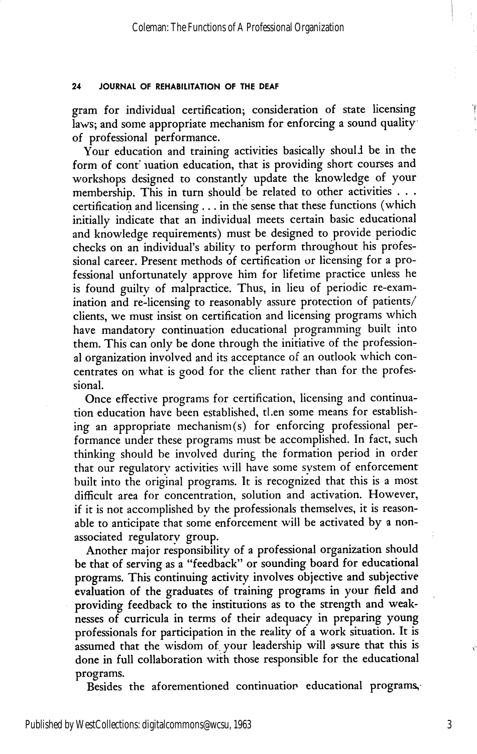gram for individual certification; consideration of state licensing laws; and some appropriate mechanism for enforcing a sound quality of professional performance.

Your education and training activities basically should be in the form of continuation education, that is providing short courses and workshops designed to constantly update the knowledge of your membership. This in turn should be related to other activities . . . certification and licensing . . . in the sense that these functions (which initially indicate that an individual meets certain basic educational and knowledge requirements) must be designed to provide periodic checks on an individual's ability to perform throughout his professional career. Present methods of certification or licensing for a professional unfortunately approve him for lifetime practice unless he is found guilty of malpractice. Thus, in lieu of periodic re-examination and re-licensing to reasonably assure protection of patients/clients, we must insist on certification and licensing programs which have mandatory continuation educational programming built into them. This can only be done through the initiative of the professional organization involved and its acceptance of an outlook which concentrates on what is good for the client rather than for the professional.

Once effective programs for certification, licensing and continuation education have been established, then some means for establishing an appropriate mechanism(s) for enforcing professional performance under these programs must be accomplished. In fact, such thinking should be involved during the formation period in order that our regulatory activities will have some system of enforcement built into the original programs. It is recognized that this is a most difficult area for concentration, solution and activation. However, if it is not accomplished by the professionals themselves, it is reasonable to anticipate that some enforcement will be activated by a non-associated regulatory group.

Another major responsibility of a professional organization should be that of serving as a "feedback" or sounding board for educational programs. This continuing activity involves objective and subjective evaluation of the graduates of training programs in your field and providing feedback to the institutions as to the strength and weaknesses of curricula in terms of their adequacy in preparing young professionals for participation in the reality of a work situation. It is assumed that the wisdom of your leadership will assure that this is done in full collaboration with those responsible for the educational programs.

Besides the aforementioned continuation educational programs,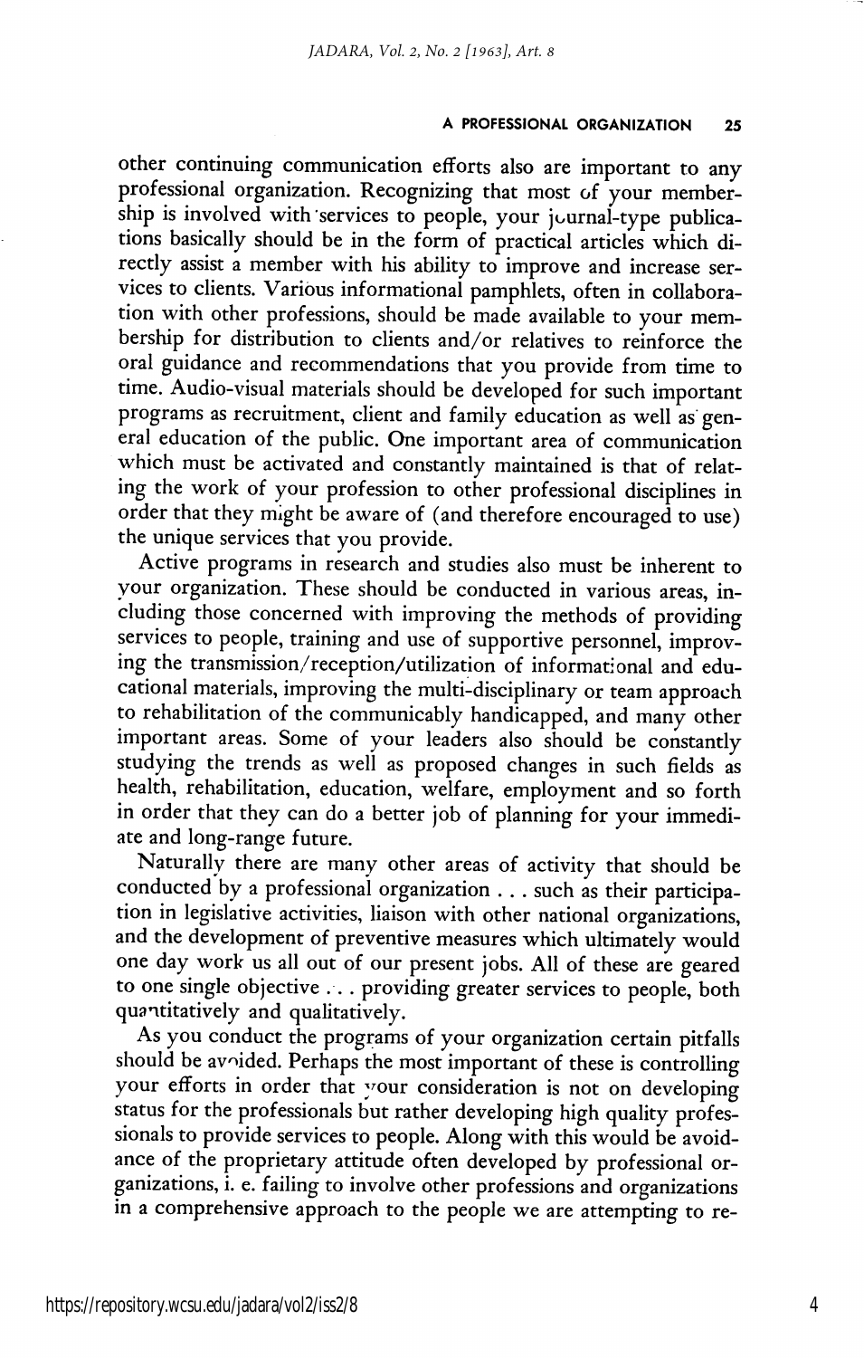other continuing communication efforts also are important to any professional organization. Recognizing that most of your membership is involved with services to people, your journal-type publications basically should be in the form of practical articles which directly assist a member with his ability to improve and increase services to clients. Various informational pamphlets, often in collaboration with other professions, should be made available to your membership for distribution to clients and/or relatives to reinforce the oral guidance and recommendations that you provide from time to time. Audio-visual materials should be developed for such important programs as recruitment, client and family education as well as general education of the public. One important area of communication which must be activated and constantly maintained is that of relating the work of your profession to other professional disciplines in order that they might be aware of (and therefore encouraged to use) the unique services that you provide.

Active programs in research and studies also must be inherent to your organization. These should be conducted in various areas, including those concerned with improving the methods of providing services to people, training and use of supportive personnel, improving the transmission/reception/utilization of informational and educational materials, improving the multi-disciplinary or team approach to rehabilitation of the communicably handicapped, and many other important areas. Some of your leaders also should be constantly studying the trends as well as proposed changes in such fields as health, rehabilitation, education, welfare, employment and so forth in order that they can do a better job of planning for your immediate and long-range future.

Naturally there are many other areas of activity that should be conducted by a professional organization . . . such as their participation in legislative activities, liaison with other national organizations, and the development of preventive measures which ultimately would one day work us all out of our present jobs. All of these are geared to one single objective . . . providing greater services to people, both quantitatively and qualitatively.

As you conduct the programs of your organization certain pitfalls should be avoided. Perhaps the most important of these is controlling your efforts in order that your consideration is not on developing status for the professionals but rather developing high quality professionals to provide services to people. Along with this would be avoidance of the proprietary attitude often developed by professional organizations, i. e. failing to involve other professions and organizations in a comprehensive approach to the people we are attempting to re-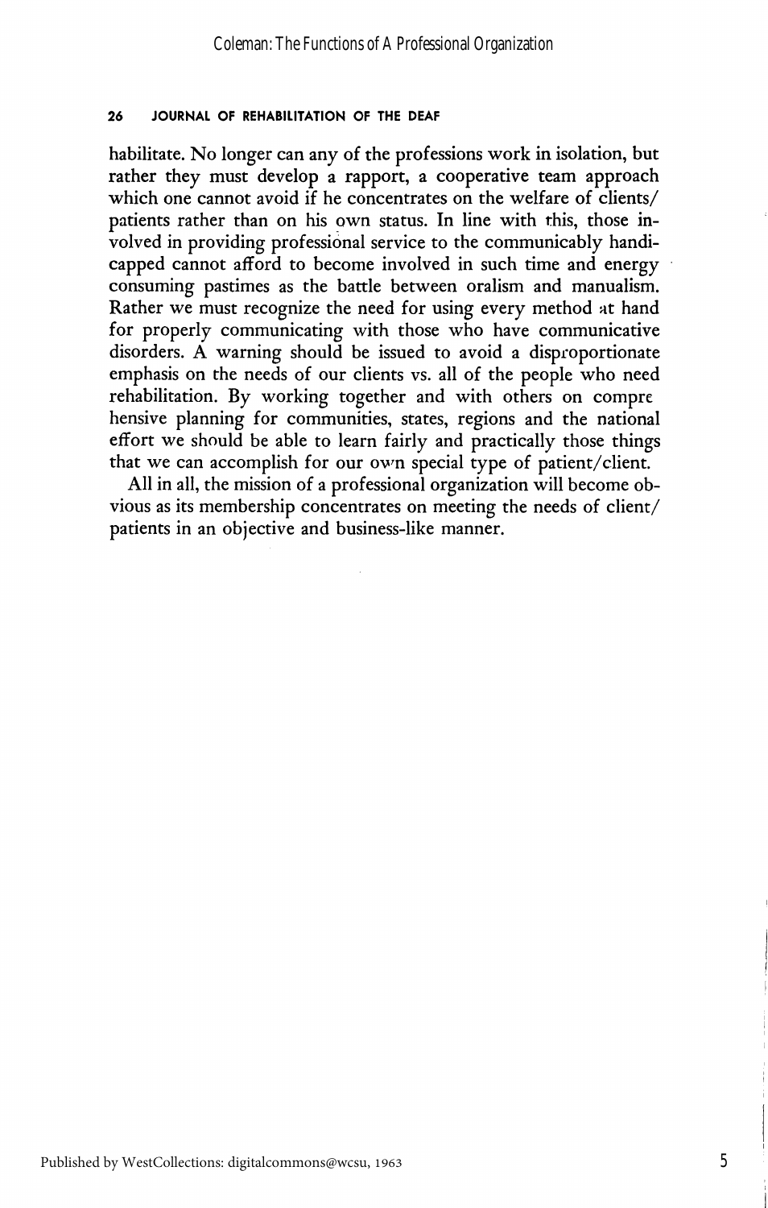habilitate. No longer can any of the professions work in isolation, but rather they must develop a rapport, a cooperative team approach which one cannot avoid if he concentrates on the welfare of clients/ patients rather than on his own status. In line with this, those involved in providing professional service to the communicably handicapped cannot afford to become involved in such time and energy consuming pastimes as the battle between oralism and manualism. Rather we must recognize the need for using every method at hand for properly communicating with those who have communicative disorders. A warning should be issued to avoid a disproportionate emphasis on the needs of our clients vs. all of the people who need rehabilitation. By working together and with others on comprehensive planning for communities, states, regions and the national effort we should be able to learn fairly and practically those things that we can accomplish for our own special type of patient/client.

All in all, the mission of a professional organization will become obvious as its membership concentrates on meeting the needs of client/ patients in an objective and business-like manner.